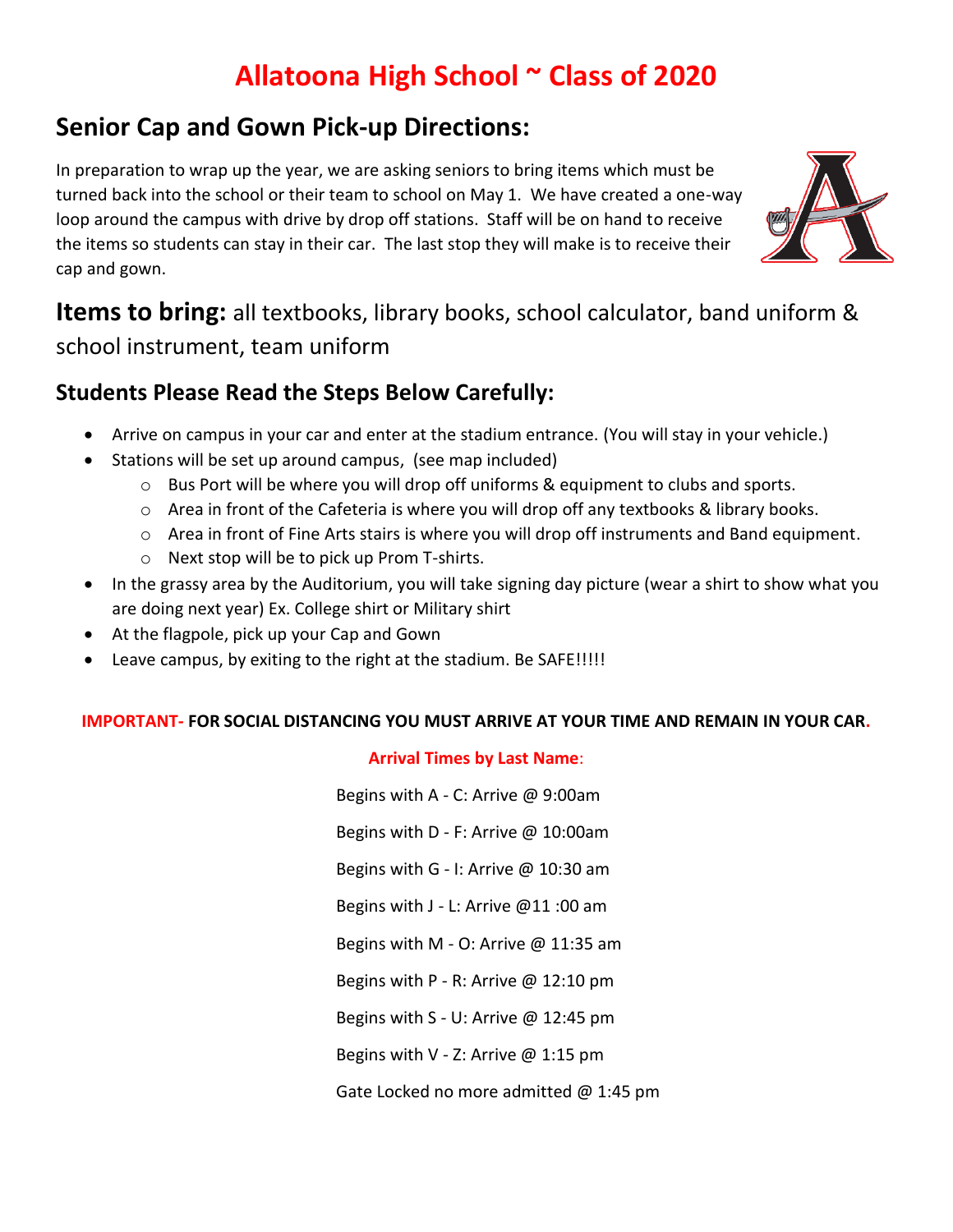# Allatoona High School ~ Class of 2020

## Senior Cap and Gown Pick-up Directions:

In preparation to wrap up the year, we are asking seniors to bring items which must be turned back into the school or their team to school on May 1. We have created a one-way loop around the campus with drive by drop off stations. Staff will be on hand to receive the items so students can stay in their car. The last stop they will make is to receive their cap and gown.

## Items to bring: all textbooks, library books, school calculator, band uniform & school instrument, team uniform

### Students Please Read the Steps Below Carefully:

- Arrive on campus in your car and enter at the stadium entrance. (You will stay in your vehicle.)
- Stations will be set up around campus, (see map included)
    - Bus Port will be where you will drop off uniforms & equipment to clubs and sports.
    - Area in front of the Cafeteria is where you will drop off any textbooks & library books.
    - Area in front of Fine Arts stairs is where you will drop off instruments and Band equipment.
    - Next stop will be to pick up Prom T-shirts.
- In the grassy area by the Auditorium, you will take signing day picture (wear a shirt to show what you are doing next year) Ex. College shirt or Military shirt
- At the flagpole, pick up your Cap and Gown
- Leave campus, by exiting to the right at the stadium. Be SAFE!!!!!

**IMPORTANT- FOR SOCIAL DISTANCING YOU MUST ARRIVE AT YOUR TIME AND REMAIN IN YOUR CAR.**

**Arrival Times by Last Name:**

Begins with A - C: Arrive @ 9:00am

Begins with D - F: Arrive @ 10:00am

Begins with G - I: Arrive @ 10:30 am

Begins with J - L: Arrive @11 :00 am

Begins with M - O: Arrive @ 11:35 am

Begins with P - R: Arrive @ 12:10 pm

Begins with S - U: Arrive @ 12:45 pm

Begins with V - Z: Arrive @ 1:15 pm

Gate Locked no more admitted @ 1:45 pm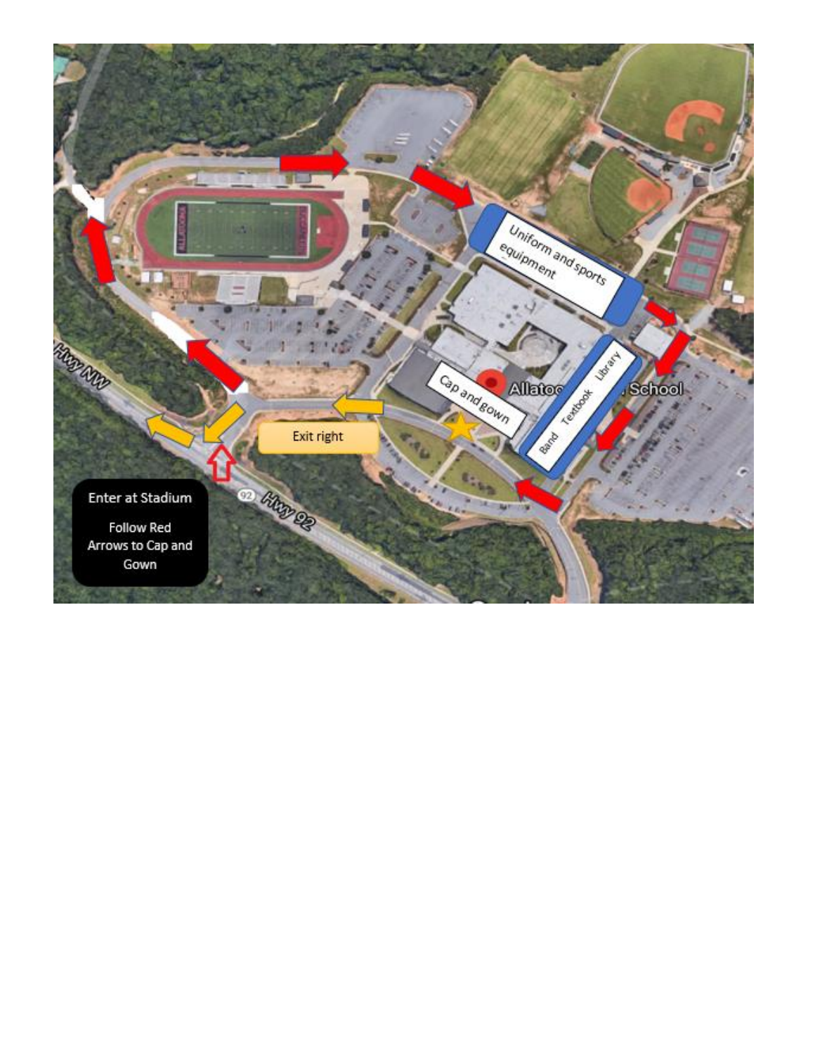Enter at Stadium

Follow Red Arrows to Cap and Gown

Uniform and sports equipment

Library

Textbook

Band

Cap and gown

Exit right

Allatoo School

Hwy NW

Hwy 92

92